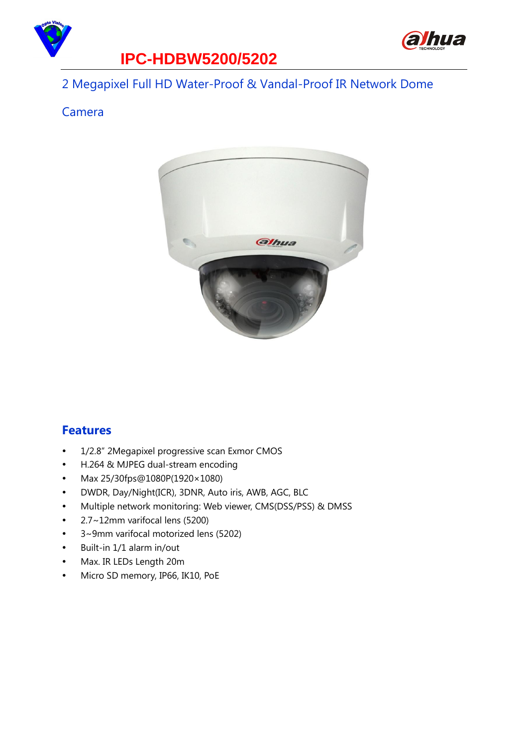# IPC-HDBW5200/5202

## 2 Megapixel Full HD Water-Proof & Vandal-Proof IR Network Dome Camera

## Features

- 1/2.8" 2Megapixel progressive scan Exmor CMOS
- H.264 & MJPEG dual-stream encoding
- Max 25/30fps@1080P(1920×1080)
- DWDR, Day/Night(ICR), 3DNR, Auto iris, AWB, AGC, BLC
- Multiple network monitoring: Web viewer, CMS(DSS/PSS) & DMSS
- 2.7~12mm varifocal lens (5200)
- 3~9mm varifocal motorized lens (5202)
- Built-in 1/1 alarm in/out
- Max. IR LEDs Length 20m
- Micro SD memory, IP66, IK10, PoE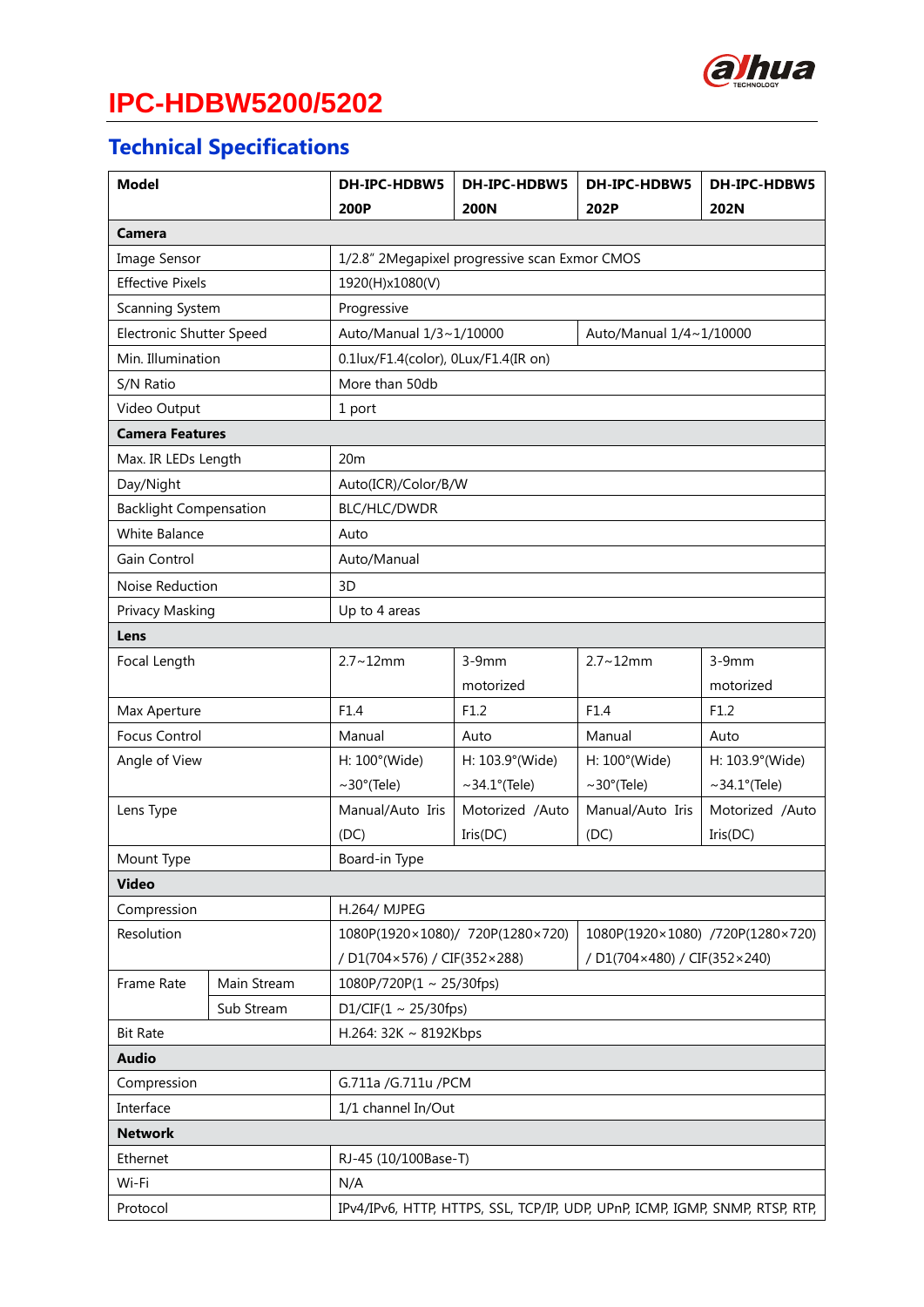# IPC-HDBW5200/5202

## Technical Specifications

| Model | | DH-IPC-HDBW5200P | DH-IPC-HDBW5200N | DH-IPC-HDBW5202P | DH-IPC-HDBW5202N |
|---|---|---|---|---|---|
| **Camera** | | | | | |
| Image Sensor | | 1/2.8" 2Megapixel progressive scan Exmor CMOS | | | |
| Effective Pixels | | 1920(H)x1080(V) | | | |
| Scanning System | | Progressive | | | |
| Electronic Shutter Speed | | Auto/Manual 1/3~1/10000 | | Auto/Manual 1/4~1/10000 | |
| Min. Illumination | | 0.1lux/F1.4(color), 0Lux/F1.4(IR on) | | | |
| S/N Ratio | | More than 50db | | | |
| Video Output | | 1 port | | | |
| **Camera Features** | | | | | |
| Max. IR LEDs Length | | 20m | | | |
| Day/Night | | Auto(ICR)/Color/B/W | | | |
| Backlight Compensation | | BLC/HLC/DWDR | | | |
| White Balance | | Auto | | | |
| Gain Control | | Auto/Manual | | | |
| Noise Reduction | | 3D | | | |
| Privacy Masking | | Up to 4 areas | | | |
| **Lens** | | | | | |
| Focal Length | | 2.7~12mm | 3-9mm motorized | 2.7~12mm | 3-9mm motorized |
| Max Aperture | | F1.4 | F1.2 | F1.4 | F1.2 |
| Focus Control | | Manual | Auto | Manual | Auto |
| Angle of View | | H: 100°(Wide) ~30°(Tele) | H: 103.9°(Wide) ~34.1°(Tele) | H: 100°(Wide) ~30°(Tele) | H: 103.9°(Wide) ~34.1°(Tele) |
| Lens Type | | Manual/Auto Iris (DC) | Motorized /Auto Iris(DC) | Manual/Auto Iris (DC) | Motorized /Auto Iris(DC) |
| Mount Type | | Board-in Type | | | |
| **Video** | | | | | |
| Compression | | H.264/ MJPEG | | | |
| Resolution | | 1080P(1920×1080)/ 720P(1280×720) / D1(704×576) / CIF(352×288) | | 1080P(1920×1080) /720P(1280×720) / D1(704×480) / CIF(352×240) | |
| Frame Rate | Main Stream | 1080P/720P(1 ~ 25/30fps) | | | |
| | Sub Stream | D1/CIF(1 ~ 25/30fps) | | | |
| Bit Rate | | H.264: 32K ~ 8192Kbps | | | |
| **Audio** | | | | | |
| Compression | | G.711a /G.711u /PCM | | | |
| Interface | | 1/1 channel In/Out | | | |
| **Network** | | | | | |
| Ethernet | | RJ-45 (10/100Base-T) | | | |
| Wi-Fi | | N/A | | | |
| Protocol | | IPv4/IPv6, HTTP, HTTPS, SSL, TCP/IP, UDP, UPnP, ICMP, IGMP, SNMP, RTSP, RTP, | | | |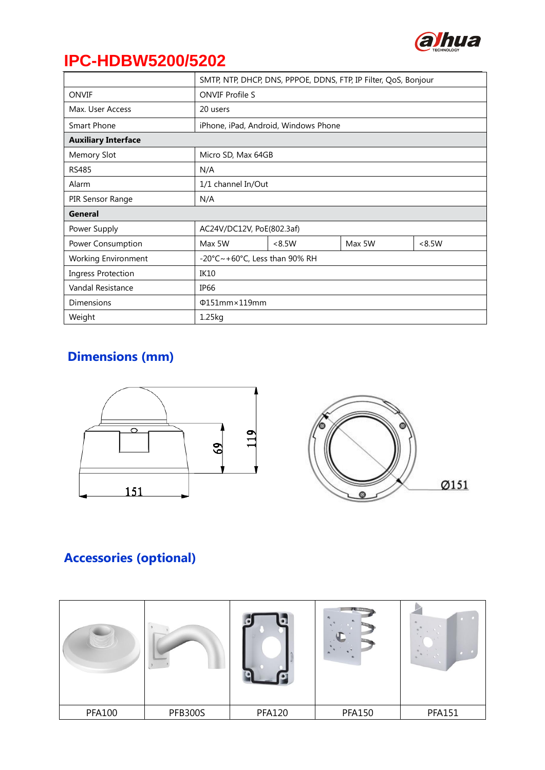# IPC-HDBW5200/5202

| | | | | |
|---|---|---|---|---|
| | SMTP, NTP, DHCP, DNS, PPPOE, DDNS, FTP, IP Filter, QoS, Bonjour | | | |
| ONVIF | ONVIF Profile S | | | |
| Max. User Access | 20 users | | | |
| Smart Phone | iPhone, iPad, Android, Windows Phone | | | |
| **Auxiliary Interface** | | | | |
| Memory Slot | Micro SD, Max 64GB | | | |
| RS485 | N/A | | | |
| Alarm | 1/1 channel In/Out | | | |
| PIR Sensor Range | N/A | | | |
| **General** | | | | |
| Power Supply | AC24V/DC12V, PoE(802.3af) | | | |
| Power Consumption | Max 5W | <8.5W | Max 5W | <8.5W |
| Working Environment | -20°C~+60°C, Less than 90% RH | | | |
| Ingress Protection | IK10 | | | |
| Vandal Resistance | IP66 | | | |
| Dimensions | Φ151mm×119mm | | | |
| Weight | 1.25kg | | | |

## Dimensions (mm)

151

69

119

Ø151

## Accessories (optional)

| | | | | |
|---|---|---|---|---|
| PFA100 | PFB300S | PFA120 | PFA150 | PFA151 |